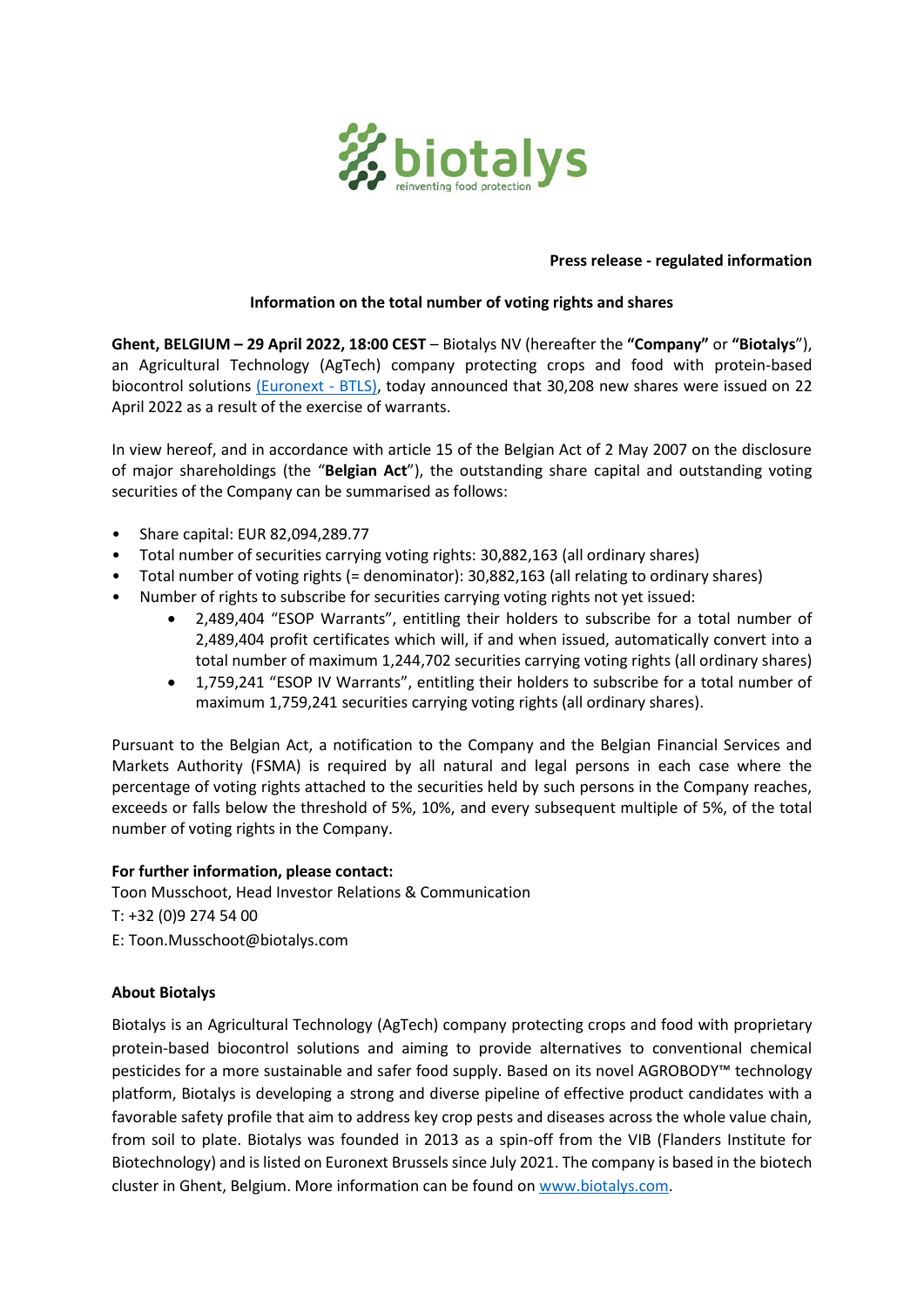**Press release - regulated information**

**Information on the total number of voting rights and shares**

**Ghent, BELGIUM – 29 April 2022, 18:00 CEST** – Biotalys NV (hereafter the **"Company"** or **"Biotalys"**), an Agricultural Technology (AgTech) company protecting crops and food with protein-based biocontrol solutions [(Euronext - BTLS)](https://www.euronext.com), today announced that 30,208 new shares were issued on 22 April 2022 as a result of the exercise of warrants.

In view hereof, and in accordance with article 15 of the Belgian Act of 2 May 2007 on the disclosure of major shareholdings (the "**Belgian Act**"), the outstanding share capital and outstanding voting securities of the Company can be summarised as follows:

- Share capital: EUR 82,094,289.77
- Total number of securities carrying voting rights: 30,882,163 (all ordinary shares)
- Total number of voting rights (= denominator): 30,882,163 (all relating to ordinary shares)
- Number of rights to subscribe for securities carrying voting rights not yet issued:
  - 2,489,404 "ESOP Warrants", entitling their holders to subscribe for a total number of 2,489,404 profit certificates which will, if and when issued, automatically convert into a total number of maximum 1,244,702 securities carrying voting rights (all ordinary shares)
  - 1,759,241 "ESOP IV Warrants", entitling their holders to subscribe for a total number of maximum 1,759,241 securities carrying voting rights (all ordinary shares).

Pursuant to the Belgian Act, a notification to the Company and the Belgian Financial Services and Markets Authority (FSMA) is required by all natural and legal persons in each case where the percentage of voting rights attached to the securities held by such persons in the Company reaches, exceeds or falls below the threshold of 5%, 10%, and every subsequent multiple of 5%, of the total number of voting rights in the Company.

**For further information, please contact:**

Toon Musschoot, Head Investor Relations & Communication

T: +32 (0)9 274 54 00

E: Toon.Musschoot@biotalys.com

**About Biotalys**

Biotalys is an Agricultural Technology (AgTech) company protecting crops and food with proprietary protein-based biocontrol solutions and aiming to provide alternatives to conventional chemical pesticides for a more sustainable and safer food supply. Based on its novel AGROBODY™ technology platform, Biotalys is developing a strong and diverse pipeline of effective product candidates with a favorable safety profile that aim to address key crop pests and diseases across the whole value chain, from soil to plate. Biotalys was founded in 2013 as a spin-off from the VIB (Flanders Institute for Biotechnology) and is listed on Euronext Brussels since July 2021. The company is based in the biotech cluster in Ghent, Belgium. More information can be found on [www.biotalys.com](http://www.biotalys.com).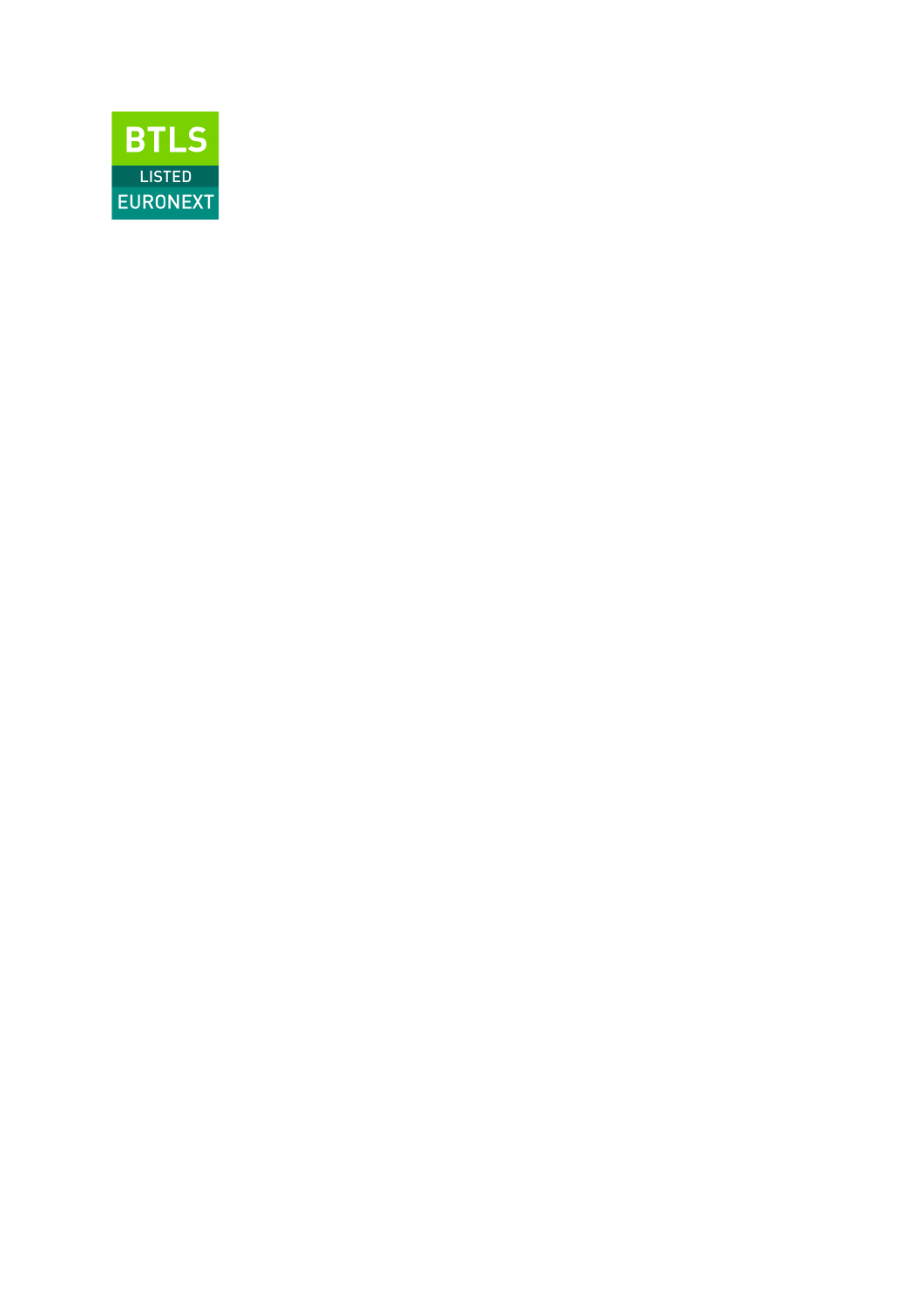BTLS

LISTED

EURONEXT